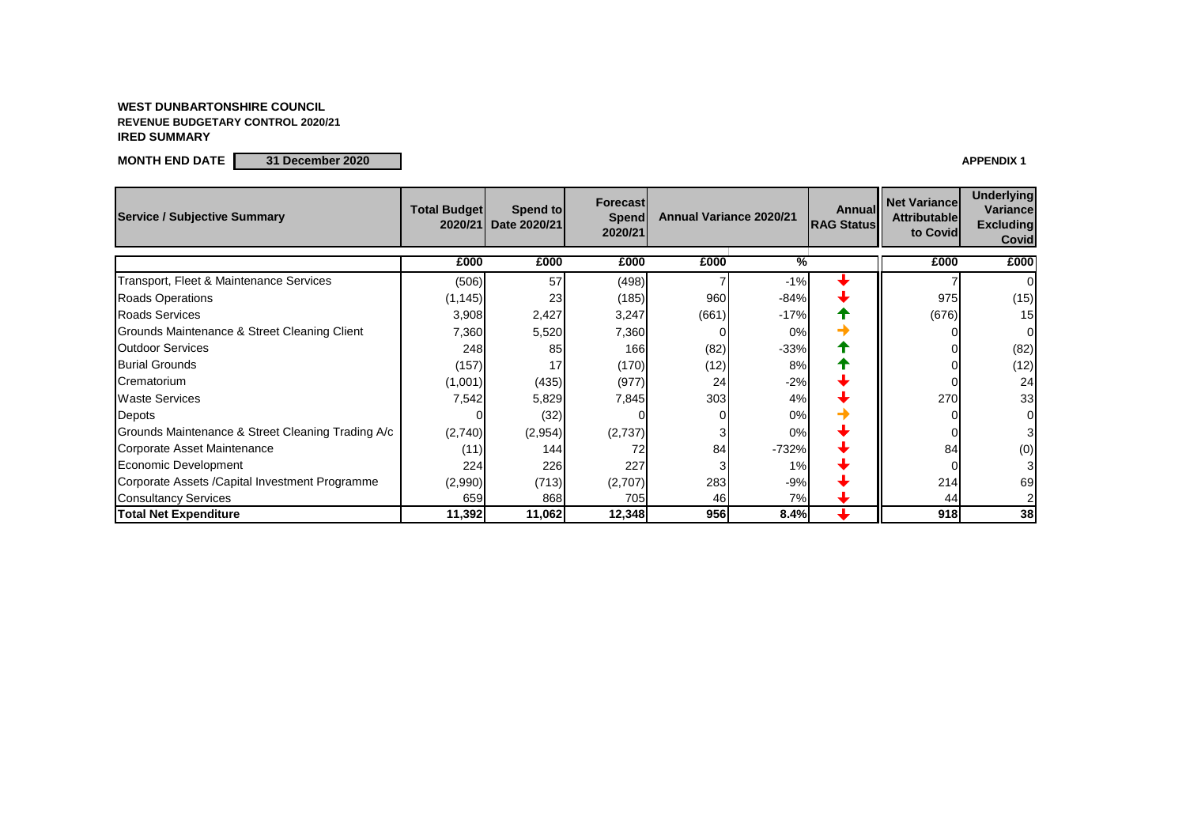**WEST DUNBARTONSHIRE COUNCIL**
**REVENUE BUDGETARY CONTROL 2020/21**
**IRED SUMMARY**

**MONTH END DATE** 31 December 2020

**APPENDIX 1**

| Service / Subjective Summary | Total Budget 2020/21 | Spend to Date 2020/21 | Forecast Spend 2020/21 | Annual Variance 2020/21 | | Annual RAG Status | Net Variance Attributable to Covid | Underlying Variance Excluding Covid |
|---|---|---|---|---|---|---|---|---|
| | £000 | £000 | £000 | £000 | % | | £000 | £000 |
| Transport, Fleet & Maintenance Services | (506) | 57 | (498) | 7 | -1% | ↓ | 7 | 0 |
| Roads Operations | (1,145) | 23 | (185) | 960 | -84% | ↓ | 975 | (15) |
| Roads Services | 3,908 | 2,427 | 3,247 | (661) | -17% | ↑ | (676) | 15 |
| Grounds Maintenance & Street Cleaning Client | 7,360 | 5,520 | 7,360 | 0 | 0% | → | 0 | 0 |
| Outdoor Services | 248 | 85 | 166 | (82) | -33% | ↑ | 0 | (82) |
| Burial Grounds | (157) | 17 | (170) | (12) | 8% | ↑ | 0 | (12) |
| Crematorium | (1,001) | (435) | (977) | 24 | -2% | ↓ | 0 | 24 |
| Waste Services | 7,542 | 5,829 | 7,845 | 303 | 4% | ↓ | 270 | 33 |
| Depots | 0 | (32) | 0 | 0 | 0% | → | 0 | 0 |
| Grounds Maintenance & Street Cleaning Trading A/c | (2,740) | (2,954) | (2,737) | 3 | 0% | ↓ | 0 | 3 |
| Corporate Asset Maintenance | (11) | 144 | 72 | 84 | -732% | ↓ | 84 | (0) |
| Economic Development | 224 | 226 | 227 | 3 | 1% | ↓ | 0 | 3 |
| Corporate Assets /Capital Investment Programme | (2,990) | (713) | (2,707) | 283 | -9% | ↓ | 214 | 69 |
| Consultancy Services | 659 | 868 | 705 | 46 | 7% | ↓ | 44 | 2 |
| **Total Net Expenditure** | **11,392** | **11,062** | **12,348** | **956** | **8.4%** | ↓ | **918** | **38** |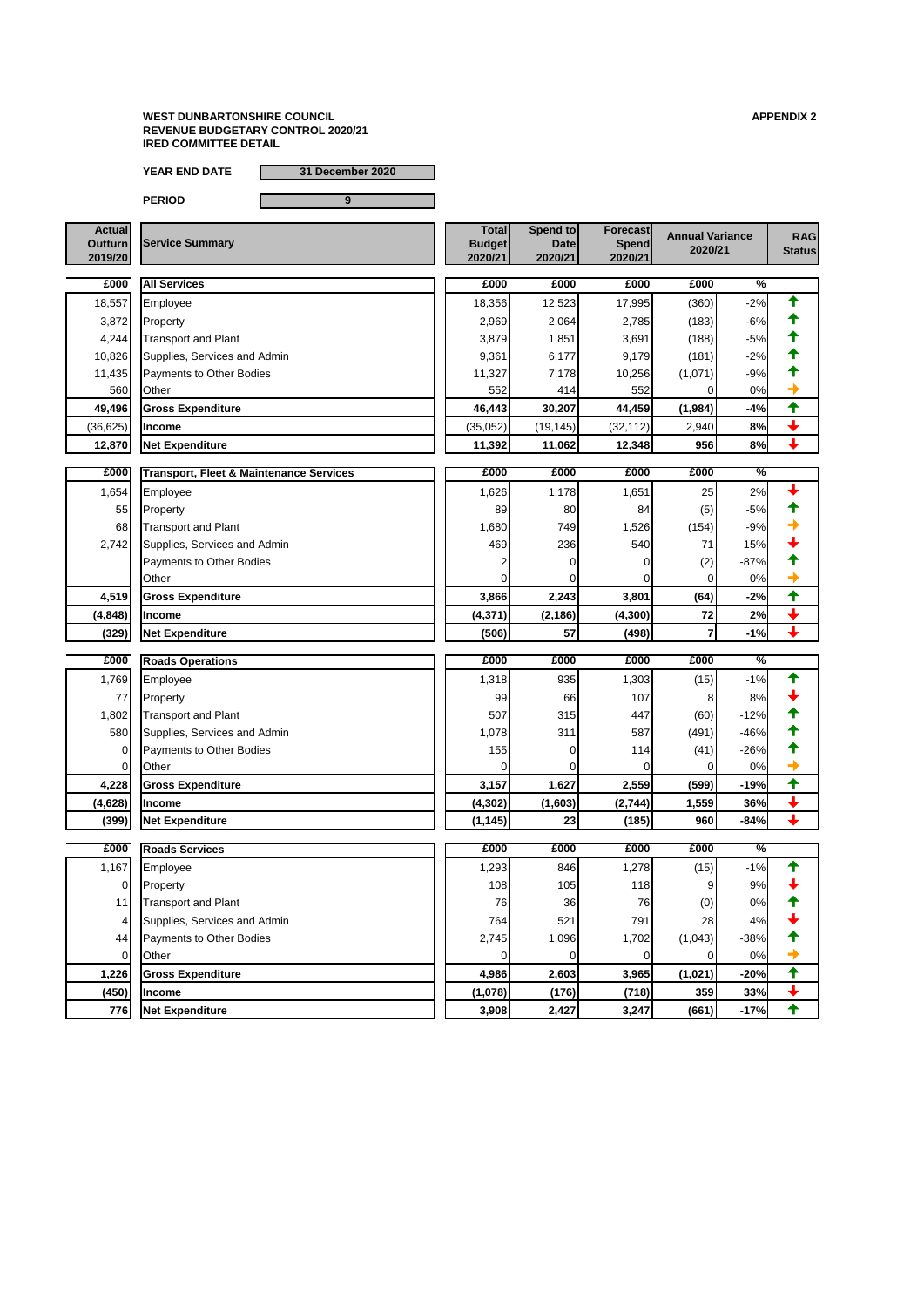**WEST DUNBARTONSHIRE COUNCIL**
**REVENUE BUDGETARY CONTROL 2020/21**
**IRED COMMITTEE DETAIL**

**APPENDIX 2**

**YEAR END DATE** 31 December 2020

**PERIOD** 9

| Actual Outturn 2019/20 | Service Summary | Total Budget 2020/21 | Spend to Date 2020/21 | Forecast Spend 2020/21 | Annual Variance 2020/21 | | RAG Status |
|---|---|---|---|---|---|---|---|
| **£000** | **All Services** | **£000** | **£000** | **£000** | **£000** | **%** | |
| 18,557 | Employee | 18,356 | 12,523 | 17,995 | (360) | -2% | ↑ |
| 3,872 | Property | 2,969 | 2,064 | 2,785 | (183) | -6% | ↑ |
| 4,244 | Transport and Plant | 3,879 | 1,851 | 3,691 | (188) | -5% | ↑ |
| 10,826 | Supplies, Services and Admin | 9,361 | 6,177 | 9,179 | (181) | -2% | ↑ |
| 11,435 | Payments to Other Bodies | 11,327 | 7,178 | 10,256 | (1,071) | -9% | ↑ |
| 560 | Other | 552 | 414 | 552 | 0 | 0% | → |
| **49,496** | **Gross Expenditure** | **46,443** | **30,207** | **44,459** | **(1,984)** | **-4%** | ↑ |
| (36,625) | **Income** | (35,052) | (19,145) | (32,112) | 2,940 | **8%** | ↓ |
| **12,870** | **Net Expenditure** | **11,392** | **11,062** | **12,348** | **956** | **8%** | ↓ |
| **£000** | **Transport, Fleet & Maintenance Services** | **£000** | **£000** | **£000** | **£000** | **%** | |
| 1,654 | Employee | 1,626 | 1,178 | 1,651 | 25 | 2% | ↓ |
| 55 | Property | 89 | 80 | 84 | (5) | -5% | ↑ |
| 68 | Transport and Plant | 1,680 | 749 | 1,526 | (154) | -9% | → |
| 2,742 | Supplies, Services and Admin | 469 | 236 | 540 | 71 | 15% | ↓ |
| | Payments to Other Bodies | 2 | 0 | 0 | (2) | -87% | ↑ |
| | Other | 0 | 0 | 0 | 0 | 0% | → |
| **4,519** | **Gross Expenditure** | **3,866** | **2,243** | **3,801** | **(64)** | **-2%** | ↑ |
| **(4,848)** | **Income** | **(4,371)** | **(2,186)** | **(4,300)** | **72** | **2%** | ↓ |
| **(329)** | **Net Expenditure** | **(506)** | **57** | **(498)** | **7** | **-1%** | ↓ |
| **£000** | **Roads Operations** | **£000** | **£000** | **£000** | **£000** | **%** | |
| 1,769 | Employee | 1,318 | 935 | 1,303 | (15) | -1% | ↑ |
| 77 | Property | 99 | 66 | 107 | 8 | 8% | ↓ |
| 1,802 | Transport and Plant | 507 | 315 | 447 | (60) | -12% | ↑ |
| 580 | Supplies, Services and Admin | 1,078 | 311 | 587 | (491) | -46% | ↑ |
| 0 | Payments to Other Bodies | 155 | 0 | 114 | (41) | -26% | ↑ |
| 0 | Other | 0 | 0 | 0 | 0 | 0% | → |
| **4,228** | **Gross Expenditure** | **3,157** | **1,627** | **2,559** | **(599)** | **-19%** | ↑ |
| **(4,628)** | **Income** | **(4,302)** | **(1,603)** | **(2,744)** | **1,559** | **36%** | ↓ |
| **(399)** | **Net Expenditure** | **(1,145)** | **23** | **(185)** | **960** | **-84%** | ↓ |
| **£000** | **Roads Services** | **£000** | **£000** | **£000** | **£000** | **%** | |
| 1,167 | Employee | 1,293 | 846 | 1,278 | (15) | -1% | ↑ |
| 0 | Property | 108 | 105 | 118 | 9 | 9% | ↓ |
| 11 | Transport and Plant | 76 | 36 | 76 | (0) | 0% | ↑ |
| 4 | Supplies, Services and Admin | 764 | 521 | 791 | 28 | 4% | ↓ |
| 44 | Payments to Other Bodies | 2,745 | 1,096 | 1,702 | (1,043) | -38% | ↑ |
| 0 | Other | 0 | 0 | 0 | 0 | 0% | → |
| **1,226** | **Gross Expenditure** | **4,986** | **2,603** | **3,965** | **(1,021)** | **-20%** | ↑ |
| **(450)** | **Income** | **(1,078)** | **(176)** | **(718)** | **359** | **33%** | ↓ |
| **776** | **Net Expenditure** | **3,908** | **2,427** | **3,247** | **(661)** | **-17%** | ↑ |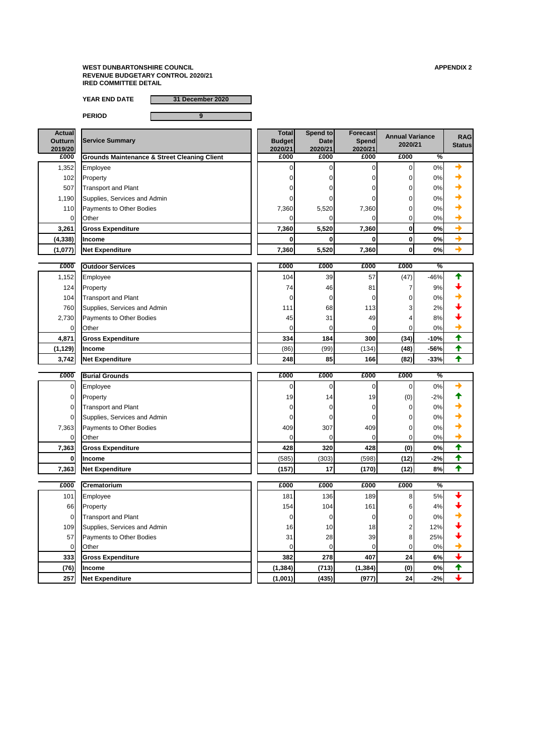**WEST DUNBARTONSHIRE COUNCIL**
**REVENUE BUDGETARY CONTROL 2020/21**
**IRED COMMITTEE DETAIL**

**APPENDIX 2**

**YEAR END DATE** 31 December 2020

**PERIOD** 9

| Actual Outturn 2019/20 | Service Summary | Total Budget 2020/21 | Spend to Date 2020/21 | Forecast Spend 2020/21 | Annual Variance 2020/21 | | RAG Status |
|---|---|---|---|---|---|---|---|
| £000 | **Grounds Maintenance & Street Cleaning Client** | £000 | £000 | £000 | £000 | % | |
| 1,352 | Employee | 0 | 0 | 0 | 0 | 0% | → |
| 102 | Property | 0 | 0 | 0 | 0 | 0% | → |
| 507 | Transport and Plant | 0 | 0 | 0 | 0 | 0% | → |
| 1,190 | Supplies, Services and Admin | 0 | 0 | 0 | 0 | 0% | → |
| 110 | Payments to Other Bodies | 7,360 | 5,520 | 7,360 | 0 | 0% | → |
| 0 | Other | 0 | 0 | 0 | 0 | 0% | → |
| **3,261** | **Gross Expenditure** | **7,360** | **5,520** | **7,360** | **0** | **0%** | → |
| **(4,338)** | **Income** | **0** | **0** | **0** | **0** | **0%** | → |
| **(1,077)** | **Net Expenditure** | **7,360** | **5,520** | **7,360** | **0** | **0%** | → |
| £000 | **Outdoor Services** | £000 | £000 | £000 | £000 | % | |
| 1,152 | Employee | 104 | 39 | 57 | (47) | -46% | ↑ |
| 124 | Property | 74 | 46 | 81 | 7 | 9% | ↓ |
| 104 | Transport and Plant | 0 | 0 | 0 | 0 | 0% | → |
| 760 | Supplies, Services and Admin | 111 | 68 | 113 | 3 | 2% | ↓ |
| 2,730 | Payments to Other Bodies | 45 | 31 | 49 | 4 | 8% | ↓ |
| 0 | Other | 0 | 0 | 0 | 0 | 0% | → |
| **4,871** | **Gross Expenditure** | **334** | **184** | **300** | **(34)** | **-10%** | ↑ |
| **(1,129)** | **Income** | (86) | (99) | (134) | (48) | -56% | ↑ |
| **3,742** | **Net Expenditure** | **248** | **85** | **166** | **(82)** | **-33%** | ↑ |
| £000 | **Burial Grounds** | £000 | £000 | £000 | £000 | % | |
| 0 | Employee | 0 | 0 | 0 | 0 | 0% | → |
| 0 | Property | 19 | 14 | 19 | (0) | -2% | ↑ |
| 0 | Transport and Plant | 0 | 0 | 0 | 0 | 0% | → |
| 0 | Supplies, Services and Admin | 0 | 0 | 0 | 0 | 0% | → |
| 7,363 | Payments to Other Bodies | 409 | 307 | 409 | 0 | 0% | → |
| 0 | Other | 0 | 0 | 0 | 0 | 0% | → |
| **7,363** | **Gross Expenditure** | **428** | **320** | **428** | **(0)** | **0%** | ↑ |
| **0** | **Income** | (585) | (303) | (598) | (12) | -2% | ↑ |
| **7,363** | **Net Expenditure** | **(157)** | **17** | **(170)** | **(12)** | **8%** | ↑ |
| £000 | **Crematorium** | £000 | £000 | £000 | £000 | % | |
| 101 | Employee | 181 | 136 | 189 | 8 | 5% | ↓ |
| 66 | Property | 154 | 104 | 161 | 6 | 4% | ↓ |
| 0 | Transport and Plant | 0 | 0 | 0 | 0 | 0% | → |
| 109 | Supplies, Services and Admin | 16 | 10 | 18 | 2 | 12% | ↓ |
| 57 | Payments to Other Bodies | 31 | 28 | 39 | 8 | 25% | ↓ |
| 0 | Other | 0 | 0 | 0 | 0 | 0% | → |
| **333** | **Gross Expenditure** | **382** | **278** | **407** | **24** | **6%** | ↓ |
| **(76)** | **Income** | **(1,384)** | **(713)** | **(1,384)** | **(0)** | **0%** | ↑ |
| **257** | **Net Expenditure** | **(1,001)** | **(435)** | **(977)** | **24** | **-2%** | ↓ |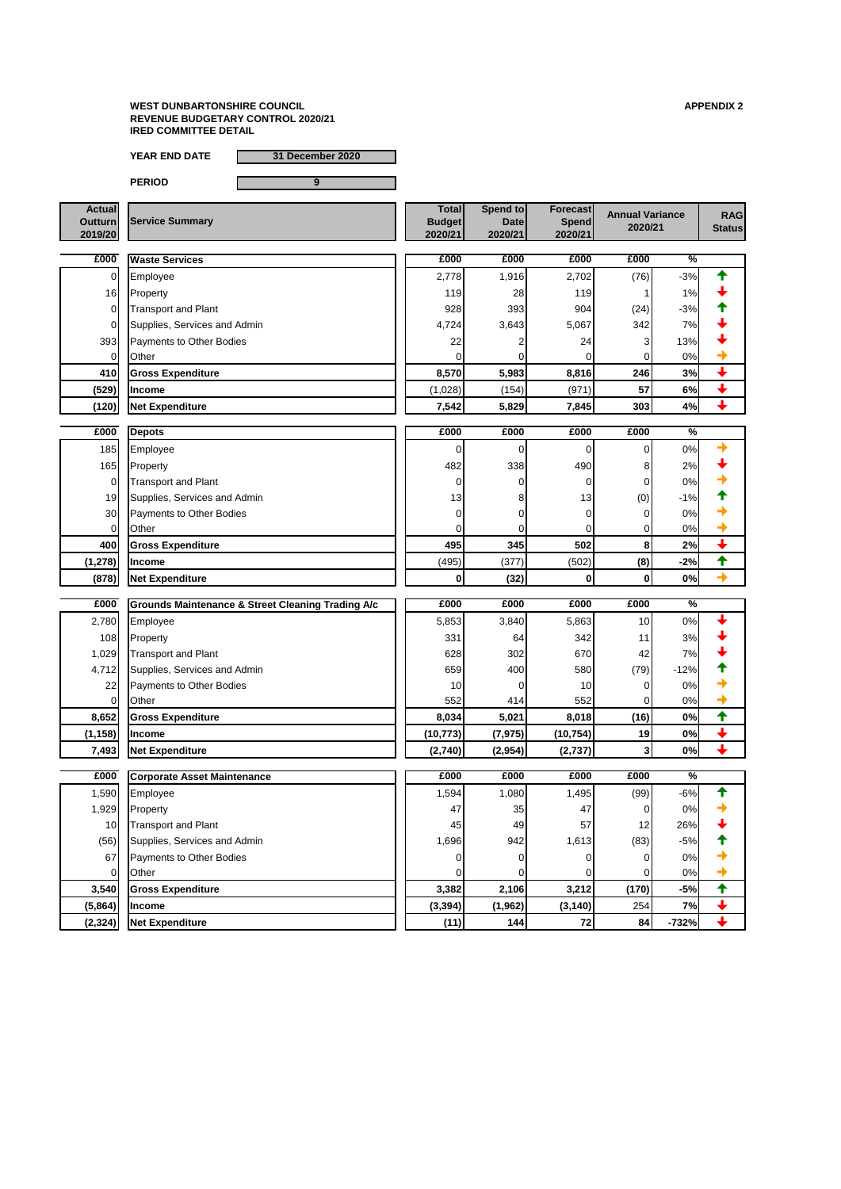**WEST DUNBARTONSHIRE COUNCIL**
**REVENUE BUDGETARY CONTROL 2020/21**
**IRED COMMITTEE DETAIL**

**APPENDIX 2**

**YEAR END DATE** 31 December 2020

**PERIOD** 9

| Actual Outturn 2019/20 | Service Summary | Total Budget 2020/21 | Spend to Date 2020/21 | Forecast Spend 2020/21 | Annual Variance 2020/21 | | RAG Status |
|---|---|---|---|---|---|---|---|
| **£000** | **Waste Services** | **£000** | **£000** | **£000** | **£000** | **%** | |
| 0 | Employee | 2,778 | 1,916 | 2,702 | (76) | -3% | ↑ |
| 16 | Property | 119 | 28 | 119 | 1 | 1% | ↓ |
| 0 | Transport and Plant | 928 | 393 | 904 | (24) | -3% | ↑ |
| 0 | Supplies, Services and Admin | 4,724 | 3,643 | 5,067 | 342 | 7% | ↓ |
| 393 | Payments to Other Bodies | 22 | 2 | 24 | 3 | 13% | ↓ |
| 0 | Other | 0 | 0 | 0 | 0 | 0% | → |
| **410** | **Gross Expenditure** | **8,570** | **5,983** | **8,816** | **246** | **3%** | ↓ |
| **(529)** | **Income** | (1,028) | (154) | (971) | **57** | **6%** | ↓ |
| **(120)** | **Net Expenditure** | **7,542** | **5,829** | **7,845** | **303** | **4%** | ↓ |
| **£000** | **Depots** | **£000** | **£000** | **£000** | **£000** | **%** | |
| 185 | Employee | 0 | 0 | 0 | 0 | 0% | → |
| 165 | Property | 482 | 338 | 490 | 8 | 2% | ↓ |
| 0 | Transport and Plant | 0 | 0 | 0 | 0 | 0% | → |
| 19 | Supplies, Services and Admin | 13 | 8 | 13 | (0) | -1% | ↑ |
| 30 | Payments to Other Bodies | 0 | 0 | 0 | 0 | 0% | → |
| 0 | Other | 0 | 0 | 0 | 0 | 0% | → |
| **400** | **Gross Expenditure** | **495** | **345** | **502** | **8** | **2%** | ↓ |
| **(1,278)** | **Income** | (495) | (377) | (502) | **(8)** | **-2%** | ↑ |
| **(878)** | **Net Expenditure** | **0** | **(32)** | **0** | **0** | **0%** | → |
| **£000** | **Grounds Maintenance & Street Cleaning Trading A/c** | **£000** | **£000** | **£000** | **£000** | **%** | |
| 2,780 | Employee | 5,853 | 3,840 | 5,863 | 10 | 0% | ↓ |
| 108 | Property | 331 | 64 | 342 | 11 | 3% | ↓ |
| 1,029 | Transport and Plant | 628 | 302 | 670 | 42 | 7% | ↓ |
| 4,712 | Supplies, Services and Admin | 659 | 400 | 580 | (79) | -12% | ↑ |
| 22 | Payments to Other Bodies | 10 | 0 | 10 | 0 | 0% | → |
| 0 | Other | 552 | 414 | 552 | 0 | 0% | → |
| **8,652** | **Gross Expenditure** | **8,034** | **5,021** | **8,018** | **(16)** | **0%** | ↑ |
| **(1,158)** | **Income** | **(10,773)** | **(7,975)** | **(10,754)** | **19** | **0%** | ↓ |
| **7,493** | **Net Expenditure** | **(2,740)** | **(2,954)** | **(2,737)** | **3** | **0%** | ↓ |
| **£000** | **Corporate Asset Maintenance** | **£000** | **£000** | **£000** | **£000** | **%** | |
| 1,590 | Employee | 1,594 | 1,080 | 1,495 | (99) | -6% | ↑ |
| 1,929 | Property | 47 | 35 | 47 | 0 | 0% | → |
| 10 | Transport and Plant | 45 | 49 | 57 | 12 | 26% | ↓ |
| (56) | Supplies, Services and Admin | 1,696 | 942 | 1,613 | (83) | -5% | ↑ |
| 67 | Payments to Other Bodies | 0 | 0 | 0 | 0 | 0% | → |
| 0 | Other | 0 | 0 | 0 | 0 | 0% | → |
| **3,540** | **Gross Expenditure** | **3,382** | **2,106** | **3,212** | **(170)** | **-5%** | ↑ |
| **(5,864)** | **Income** | **(3,394)** | **(1,962)** | **(3,140)** | 254 | **7%** | ↓ |
| **(2,324)** | **Net Expenditure** | **(11)** | **144** | **72** | **84** | **-732%** | ↓ |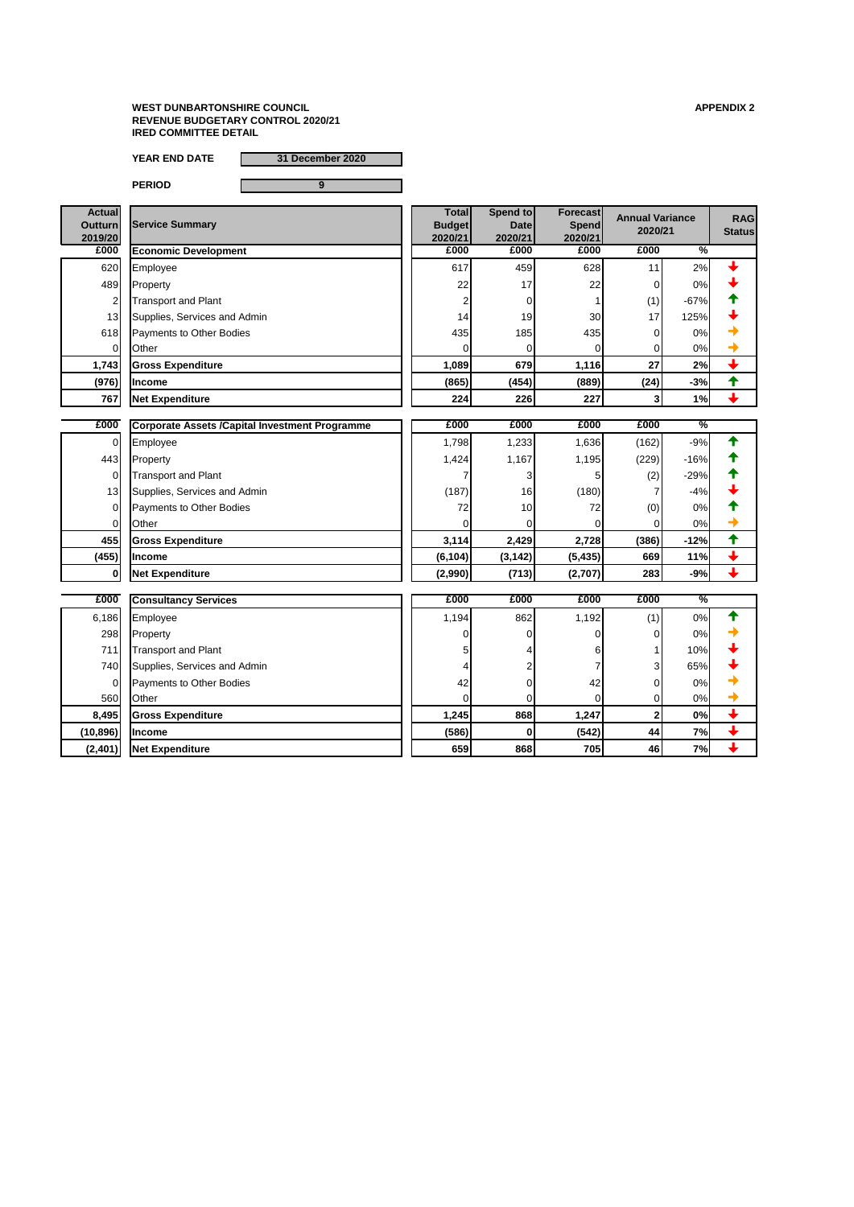**WEST DUNBARTONSHIRE COUNCIL**
**REVENUE BUDGETARY CONTROL 2020/21**
**IRED COMMITTEE DETAIL**

**APPENDIX 2**

**YEAR END DATE** 31 December 2020

**PERIOD** 9

| Actual Outturn 2019/20 | Service Summary | Total Budget 2020/21 | Spend to Date 2020/21 | Forecast Spend 2020/21 | Annual Variance 2020/21 | | RAG Status |
|---|---|---|---|---|---|---|---|
| £000 | **Economic Development** | £000 | £000 | £000 | £000 | % | |
| 620 | Employee | 617 | 459 | 628 | 11 | 2% | ↓ |
| 489 | Property | 22 | 17 | 22 | 0 | 0% | ↓ |
| 2 | Transport and Plant | 2 | 0 | 1 | (1) | -67% | ↑ |
| 13 | Supplies, Services and Admin | 14 | 19 | 30 | 17 | 125% | ↓ |
| 618 | Payments to Other Bodies | 435 | 185 | 435 | 0 | 0% | → |
| 0 | Other | 0 | 0 | 0 | 0 | 0% | → |
| **1,743** | **Gross Expenditure** | **1,089** | **679** | **1,116** | **27** | **2%** | ↓ |
| **(976)** | **Income** | **(865)** | **(454)** | **(889)** | **(24)** | **-3%** | ↑ |
| **767** | **Net Expenditure** | **224** | **226** | **227** | **3** | **1%** | ↓ |
| £000 | **Corporate Assets /Capital Investment Programme** | £000 | £000 | £000 | £000 | % | |
| 0 | Employee | 1,798 | 1,233 | 1,636 | (162) | -9% | ↑ |
| 443 | Property | 1,424 | 1,167 | 1,195 | (229) | -16% | ↑ |
| 0 | Transport and Plant | 7 | 3 | 5 | (2) | -29% | ↑ |
| 13 | Supplies, Services and Admin | (187) | 16 | (180) | 7 | -4% | ↓ |
| 0 | Payments to Other Bodies | 72 | 10 | 72 | (0) | 0% | ↑ |
| 0 | Other | 0 | 0 | 0 | 0 | 0% | → |
| **455** | **Gross Expenditure** | **3,114** | **2,429** | **2,728** | **(386)** | **-12%** | ↑ |
| **(455)** | **Income** | **(6,104)** | **(3,142)** | **(5,435)** | **669** | **11%** | ↓ |
| **0** | **Net Expenditure** | **(2,990)** | **(713)** | **(2,707)** | **283** | **-9%** | ↓ |
| £000 | **Consultancy Services** | £000 | £000 | £000 | £000 | % | |
| 6,186 | Employee | 1,194 | 862 | 1,192 | (1) | 0% | ↑ |
| 298 | Property | 0 | 0 | 0 | 0 | 0% | → |
| 711 | Transport and Plant | 5 | 4 | 6 | 1 | 10% | ↓ |
| 740 | Supplies, Services and Admin | 4 | 2 | 7 | 3 | 65% | ↓ |
| 0 | Payments to Other Bodies | 42 | 0 | 42 | 0 | 0% | → |
| 560 | Other | 0 | 0 | 0 | 0 | 0% | → |
| **8,495** | **Gross Expenditure** | **1,245** | **868** | **1,247** | **2** | **0%** | ↓ |
| **(10,896)** | **Income** | **(586)** | **0** | **(542)** | **44** | **7%** | ↓ |
| **(2,401)** | **Net Expenditure** | **659** | **868** | **705** | **46** | **7%** | ↓ |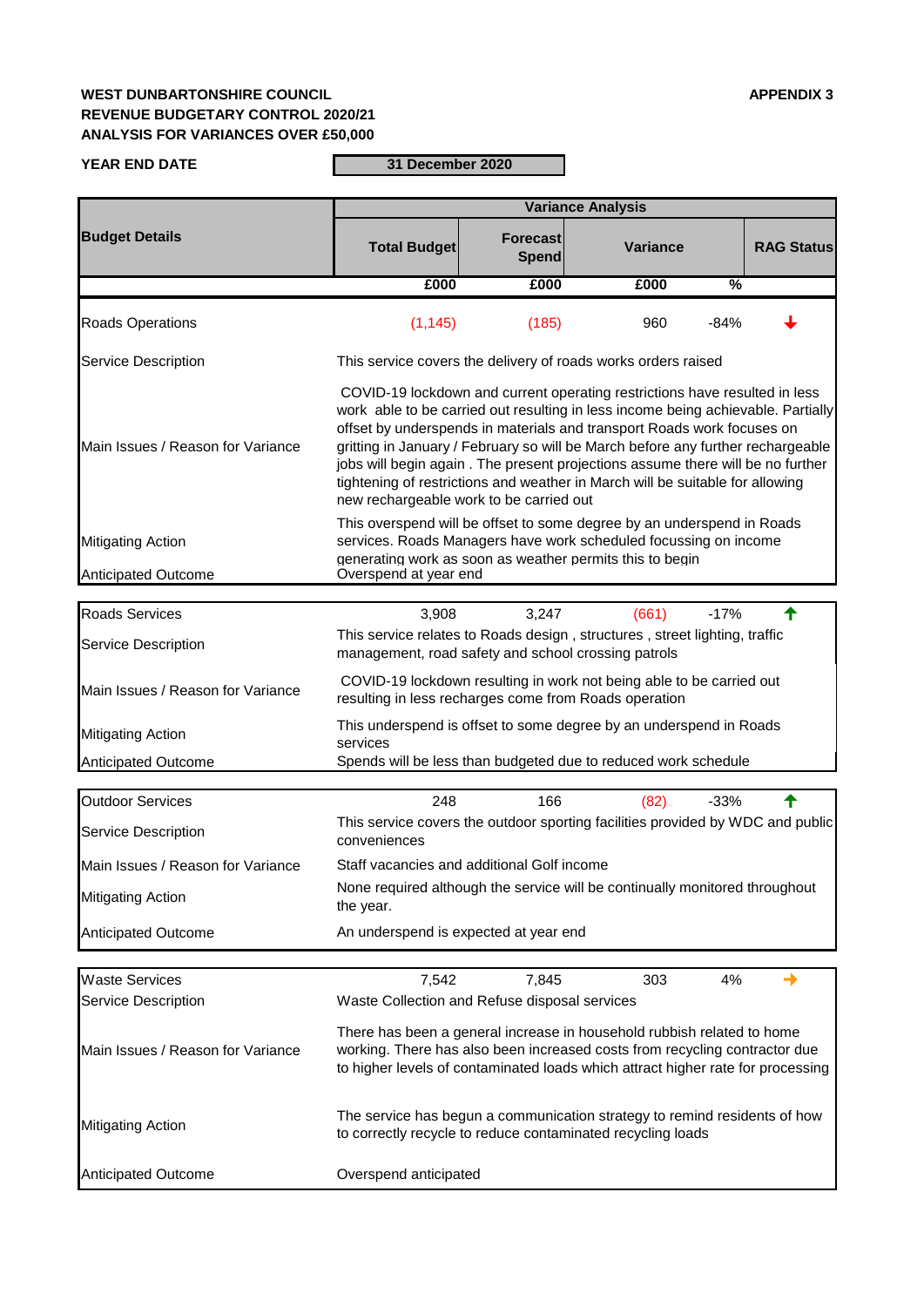**WEST DUNBARTONSHIRE COUNCIL** **APPENDIX 3**
**REVENUE BUDGETARY CONTROL 2020/21**
**ANALYSIS FOR VARIANCES OVER £50,000**

**YEAR END DATE** **31 December 2020**

| Budget Details | Variance Analysis | | | | |
|---|---|---|---|---|---|
| | Total Budget | Forecast Spend | Variance | | RAG Status |
| | £000 | £000 | £000 | % | |
| Roads Operations | (1,145) | (185) | 960 | -84% | ↓ |
| Service Description | This service covers the delivery of roads works orders raised | | | | |
| Main Issues / Reason for Variance | COVID-19 lockdown and current operating restrictions have resulted in less work able to be carried out resulting in less income being achievable. Partially offset by underspends in materials and transport Roads work focuses on gritting in January / February so will be March before any further rechargeable jobs will begin again . The present projections assume there will be no further tightening of restrictions and weather in March will be suitable for allowing new rechargeable work to be carried out | | | | |
| Mitigating Action | This overspend will be offset to some degree by an underspend in Roads services. Roads Managers have work scheduled focussing on income generating work as soon as weather permits this to begin | | | | |
| Anticipated Outcome | Overspend at year end | | | | |
| Roads Services | 3,908 | 3,247 | (661) | -17% | ↑ |
| Service Description | This service relates to Roads design , structures , street lighting, traffic management, road safety and school crossing patrols | | | | |
| Main Issues / Reason for Variance | COVID-19 lockdown resulting in work not being able to be carried out resulting in less recharges come from Roads operation | | | | |
| Mitigating Action | This underspend is offset to some degree by an underspend in Roads services | | | | |
| Anticipated Outcome | Spends will be less than budgeted due to reduced work schedule | | | | |
| Outdoor Services | 248 | 166 | (82) | -33% | ↑ |
| Service Description | This service covers the outdoor sporting facilities provided by WDC and public conveniences | | | | |
| Main Issues / Reason for Variance | Staff vacancies and additional Golf income | | | | |
| Mitigating Action | None required although the service will be continually monitored throughout the year. | | | | |
| Anticipated Outcome | An underspend is expected at year end | | | | |
| Waste Services | 7,542 | 7,845 | 303 | 4% | → |
| Service Description | Waste Collection and Refuse disposal services | | | | |
| Main Issues / Reason for Variance | There has been a general increase in household rubbish related to home working. There has also been increased costs from recycling contractor due to higher levels of contaminated loads which attract higher rate for processing | | | | |
| Mitigating Action | The service has begun a communication strategy to remind residents of how to correctly recycle to reduce contaminated recycling loads | | | | |
| Anticipated Outcome | Overspend anticipated | | | | |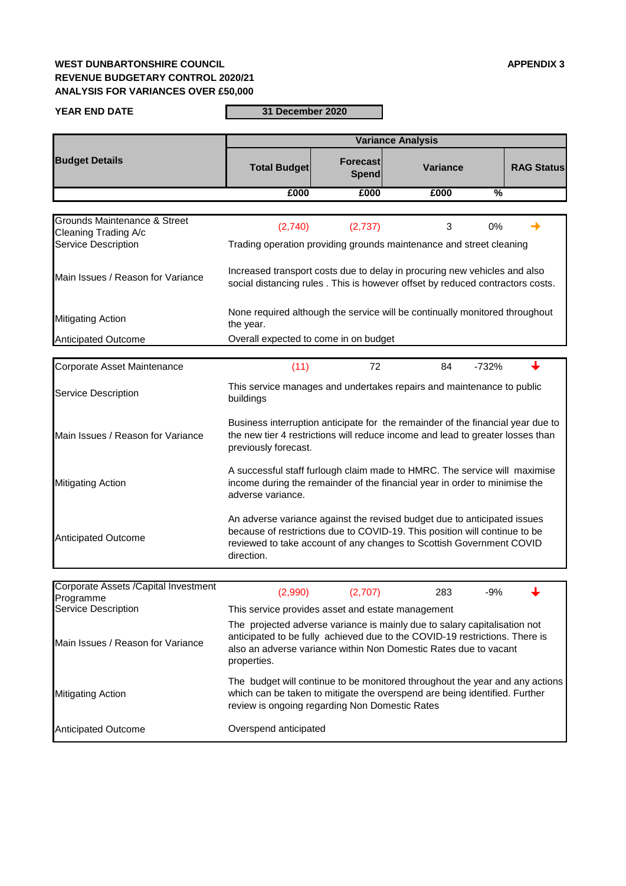**WEST DUNBARTONSHIRE COUNCIL** **APPENDIX 3**
**REVENUE BUDGETARY CONTROL 2020/21**
**ANALYSIS FOR VARIANCES OVER £50,000**

**YEAR END DATE** **31 December 2020**

| Budget Details | Variance Analysis | | | | |
|---|---|---|---|---|---|
| | Total Budget | Forecast Spend | Variance | | RAG Status |
| | £000 | £000 | £000 | % | |
| Grounds Maintenance & Street Cleaning Trading A/c | (2,740) | (2,737) | 3 | 0% | → |
| Service Description | Trading operation providing grounds maintenance and street cleaning | | | | |
| Main Issues / Reason for Variance | Increased transport costs due to delay in procuring new vehicles and also social distancing rules . This is however offset by reduced contractors costs. | | | | |
| Mitigating Action | None required although the service will be continually monitored throughout the year. | | | | |
| Anticipated Outcome | Overall expected to come in on budget | | | | |
| Corporate Asset Maintenance | (11) | 72 | 84 | -732% | ↓ |
| Service Description | This service manages and undertakes repairs and maintenance to public buildings | | | | |
| Main Issues / Reason for Variance | Business interruption anticipate for the remainder of the financial year due to the new tier 4 restrictions will reduce income and lead to greater losses than previously forecast. | | | | |
| Mitigating Action | A successful staff furlough claim made to HMRC. The service will maximise income during the remainder of the financial year in order to minimise the adverse variance. | | | | |
| Anticipated Outcome | An adverse variance against the revised budget due to anticipated issues because of restrictions due to COVID-19. This position will continue to be reviewed to take account of any changes to Scottish Government COVID direction. | | | | |
| Corporate Assets /Capital Investment Programme | (2,990) | (2,707) | 283 | -9% | ↓ |
| Service Description | This service provides asset and estate management | | | | |
| Main Issues / Reason for Variance | The projected adverse variance is mainly due to salary capitalisation not anticipated to be fully achieved due to the COVID-19 restrictions. There is also an adverse variance within Non Domestic Rates due to vacant properties. | | | | |
| Mitigating Action | The budget will continue to be monitored throughout the year and any actions which can be taken to mitigate the overspend are being identified. Further review is ongoing regarding Non Domestic Rates | | | | |
| Anticipated Outcome | Overspend anticipated | | | | |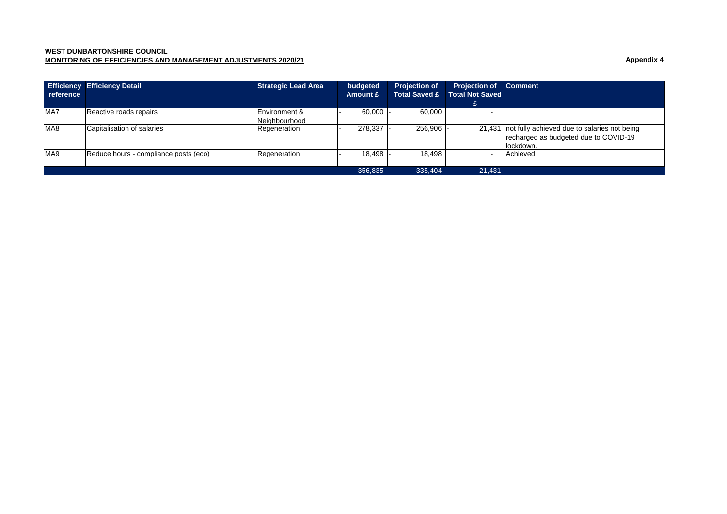**WEST DUNBARTONSHIRE COUNCIL**
**MONITORING OF EFFICIENCIES AND MANAGEMENT ADJUSTMENTS 2020/21**

**Appendix 4**

| Efficiency reference | Efficiency Detail | Strategic Lead Area | budgeted Amount £ | Projection of Total Saved £ | Projection of Total Not Saved £ | Comment |
|---|---|---|---|---|---|---|
| MA7 | Reactive roads repairs | Environment & Neighbourhood | - 60,000 | - 60,000 | - | |
| MA8 | Capitalisation of salaries | Regeneration | - 278,337 | - 256,906 | - 21,431 | not fully achieved due to salaries not being recharged as budgeted due to COVID-19 lockdown. |
| MA9 | Reduce hours - compliance posts (eco) | Regeneration | - 18,498 | - 18,498 | - | Achieved |
| | | | | | | |
| | | | - 356,835 | - 335,404 | - 21,431 | |